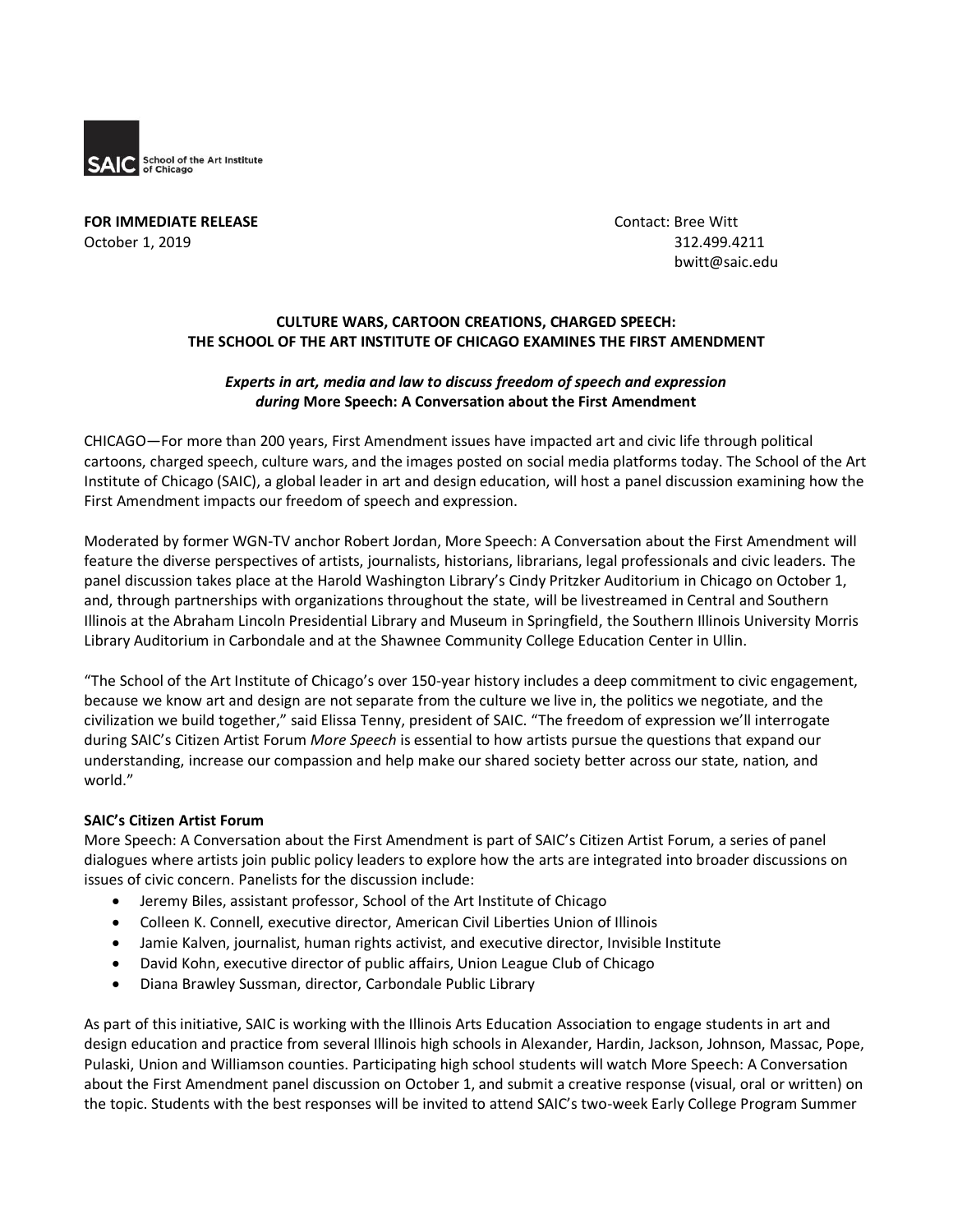SAIC School of the Art Institute of Chicago

**FOR IMMEDIATE RELEASE**
October 1, 2019

Contact: Bree Witt
312.499.4211
bwitt@saic.edu

## CULTURE WARS, CARTOON CREATIONS, CHARGED SPEECH: THE SCHOOL OF THE ART INSTITUTE OF CHICAGO EXAMINES THE FIRST AMENDMENT

***Experts in art, media and law to discuss freedom of speech and expression during* More Speech: A Conversation about the First Amendment**

CHICAGO—For more than 200 years, First Amendment issues have impacted art and civic life through political cartoons, charged speech, culture wars, and the images posted on social media platforms today. The School of the Art Institute of Chicago (SAIC), a global leader in art and design education, will host a panel discussion examining how the First Amendment impacts our freedom of speech and expression.

Moderated by former WGN-TV anchor Robert Jordan, More Speech: A Conversation about the First Amendment will feature the diverse perspectives of artists, journalists, historians, librarians, legal professionals and civic leaders. The panel discussion takes place at the Harold Washington Library's Cindy Pritzker Auditorium in Chicago on October 1, and, through partnerships with organizations throughout the state, will be livestreamed in Central and Southern Illinois at the Abraham Lincoln Presidential Library and Museum in Springfield, the Southern Illinois University Morris Library Auditorium in Carbondale and at the Shawnee Community College Education Center in Ullin.

"The School of the Art Institute of Chicago's over 150-year history includes a deep commitment to civic engagement, because we know art and design are not separate from the culture we live in, the politics we negotiate, and the civilization we build together," said Elissa Tenny, president of SAIC. "The freedom of expression we'll interrogate during SAIC's Citizen Artist Forum *More Speech* is essential to how artists pursue the questions that expand our understanding, increase our compassion and help make our shared society better across our state, nation, and world."

**SAIC's Citizen Artist Forum**

More Speech: A Conversation about the First Amendment is part of SAIC's Citizen Artist Forum, a series of panel dialogues where artists join public policy leaders to explore how the arts are integrated into broader discussions on issues of civic concern. Panelists for the discussion include:

- Jeremy Biles, assistant professor, School of the Art Institute of Chicago
- Colleen K. Connell, executive director, American Civil Liberties Union of Illinois
- Jamie Kalven, journalist, human rights activist, and executive director, Invisible Institute
- David Kohn, executive director of public affairs, Union League Club of Chicago
- Diana Brawley Sussman, director, Carbondale Public Library

As part of this initiative, SAIC is working with the Illinois Arts Education Association to engage students in art and design education and practice from several Illinois high schools in Alexander, Hardin, Jackson, Johnson, Massac, Pope, Pulaski, Union and Williamson counties. Participating high school students will watch More Speech: A Conversation about the First Amendment panel discussion on October 1, and submit a creative response (visual, oral or written) on the topic. Students with the best responses will be invited to attend SAIC's two-week Early College Program Summer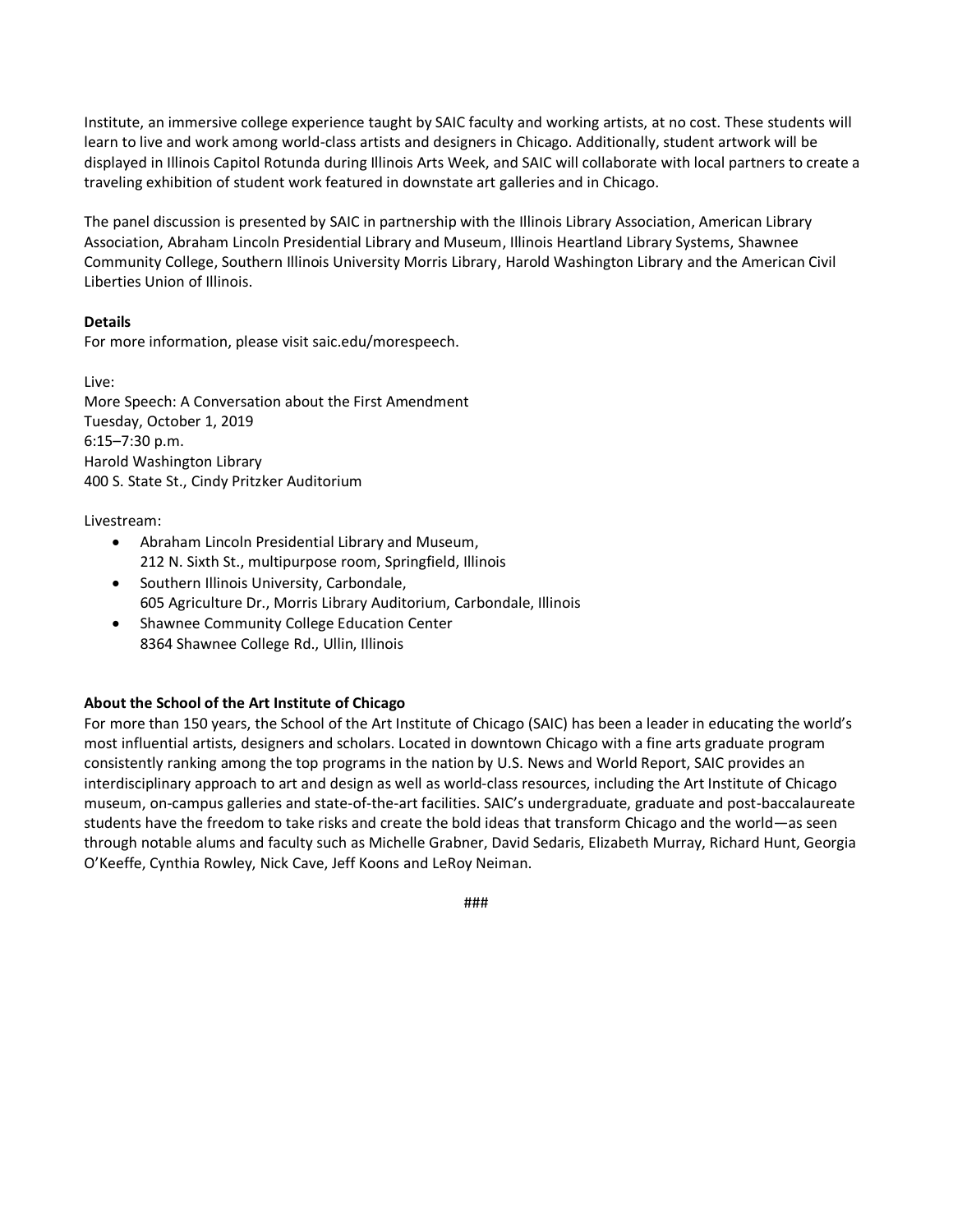Institute, an immersive college experience taught by SAIC faculty and working artists, at no cost. These students will learn to live and work among world-class artists and designers in Chicago. Additionally, student artwork will be displayed in Illinois Capitol Rotunda during Illinois Arts Week, and SAIC will collaborate with local partners to create a traveling exhibition of student work featured in downstate art galleries and in Chicago.

The panel discussion is presented by SAIC in partnership with the Illinois Library Association, American Library Association, Abraham Lincoln Presidential Library and Museum, Illinois Heartland Library Systems, Shawnee Community College, Southern Illinois University Morris Library, Harold Washington Library and the American Civil Liberties Union of Illinois.

**Details**
For more information, please visit saic.edu/morespeech.

Live:
More Speech: A Conversation about the First Amendment
Tuesday, October 1, 2019
6:15–7:30 p.m.
Harold Washington Library
400 S. State St., Cindy Pritzker Auditorium

Livestream:

- Abraham Lincoln Presidential Library and Museum,
  212 N. Sixth St., multipurpose room, Springfield, Illinois
- Southern Illinois University, Carbondale,
  605 Agriculture Dr., Morris Library Auditorium, Carbondale, Illinois
- Shawnee Community College Education Center
  8364 Shawnee College Rd., Ullin, Illinois

**About the School of the Art Institute of Chicago**
For more than 150 years, the School of the Art Institute of Chicago (SAIC) has been a leader in educating the world's most influential artists, designers and scholars. Located in downtown Chicago with a fine arts graduate program consistently ranking among the top programs in the nation by U.S. News and World Report, SAIC provides an interdisciplinary approach to art and design as well as world-class resources, including the Art Institute of Chicago museum, on-campus galleries and state-of-the-art facilities. SAIC's undergraduate, graduate and post-baccalaureate students have the freedom to take risks and create the bold ideas that transform Chicago and the world—as seen through notable alums and faculty such as Michelle Grabner, David Sedaris, Elizabeth Murray, Richard Hunt, Georgia O'Keeffe, Cynthia Rowley, Nick Cave, Jeff Koons and LeRoy Neiman.

###